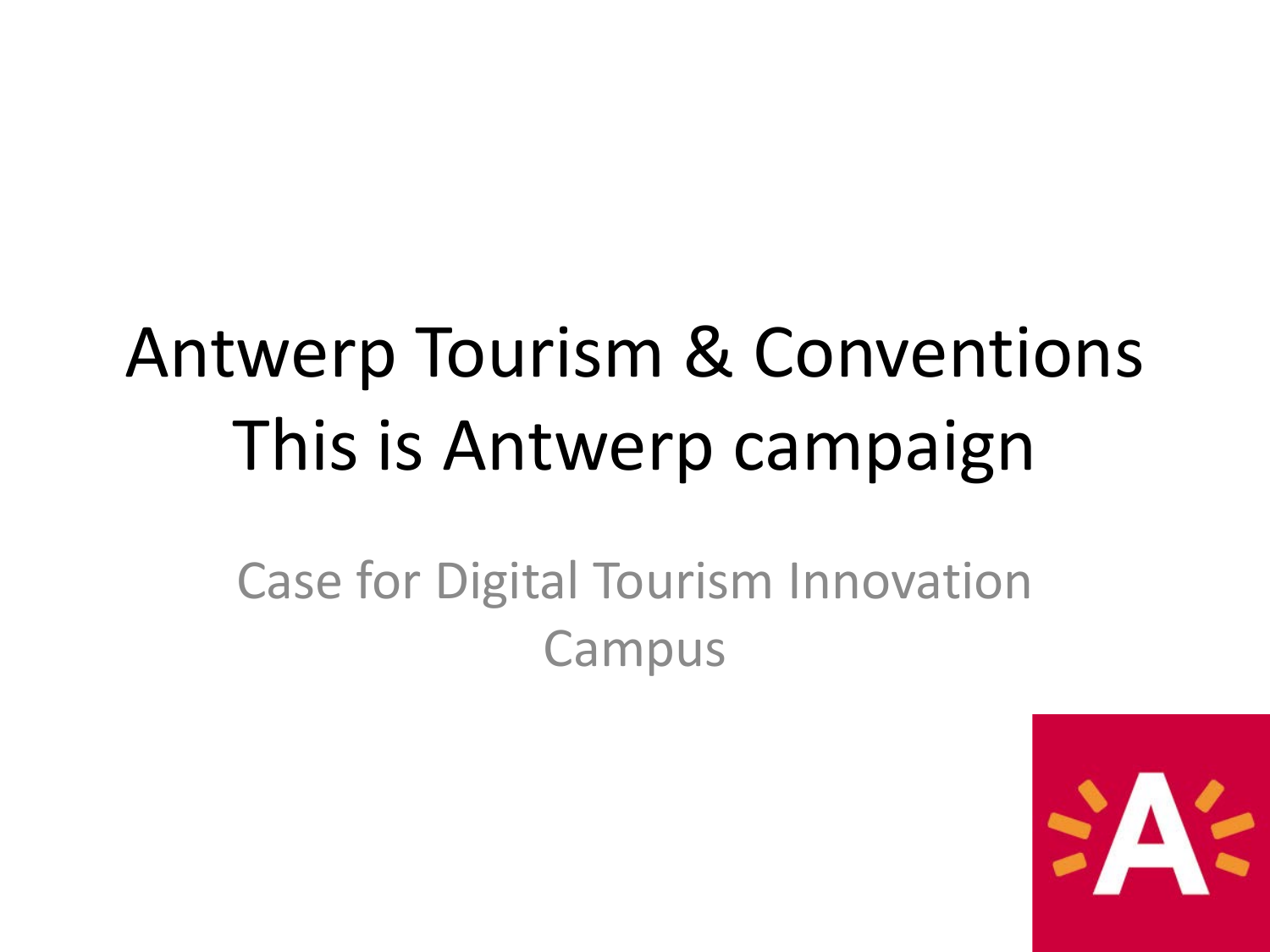# Antwerp Tourism & Conventions This is Antwerp campaign

Case for Digital Tourism Innovation Campus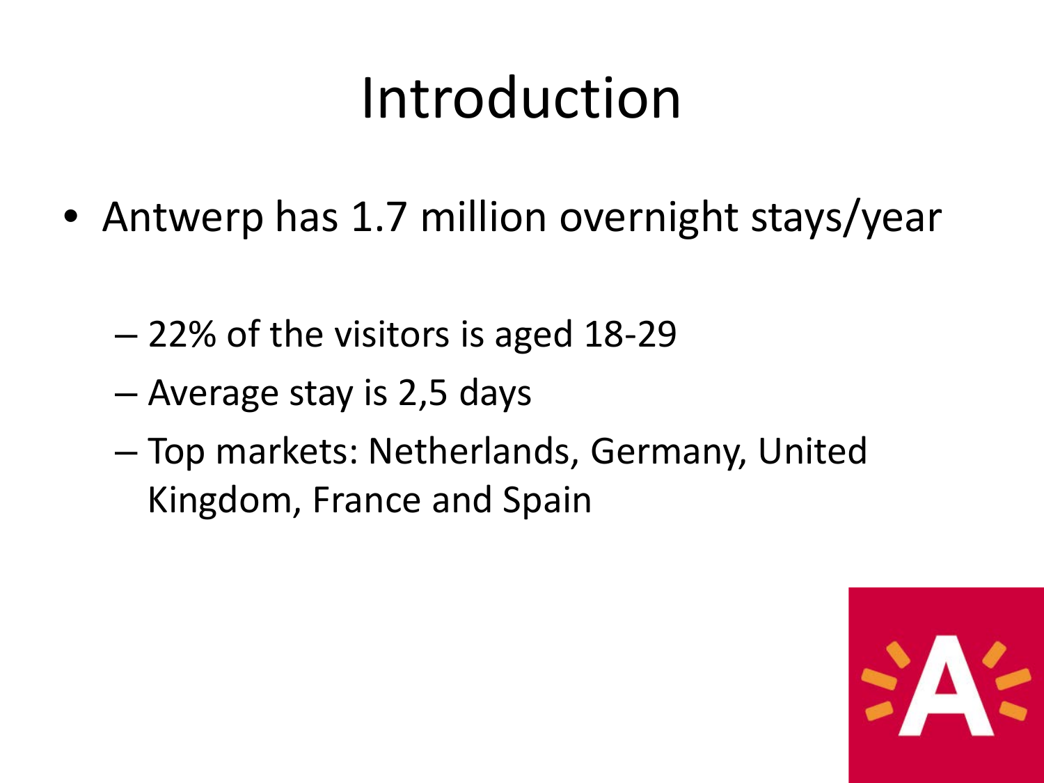# Introduction

- Antwerp has 1.7 million overnight stays/year
  - 22% of the visitors is aged 18-29
  - Average stay is 2,5 days
  - Top markets: Netherlands, Germany, United Kingdom, France and Spain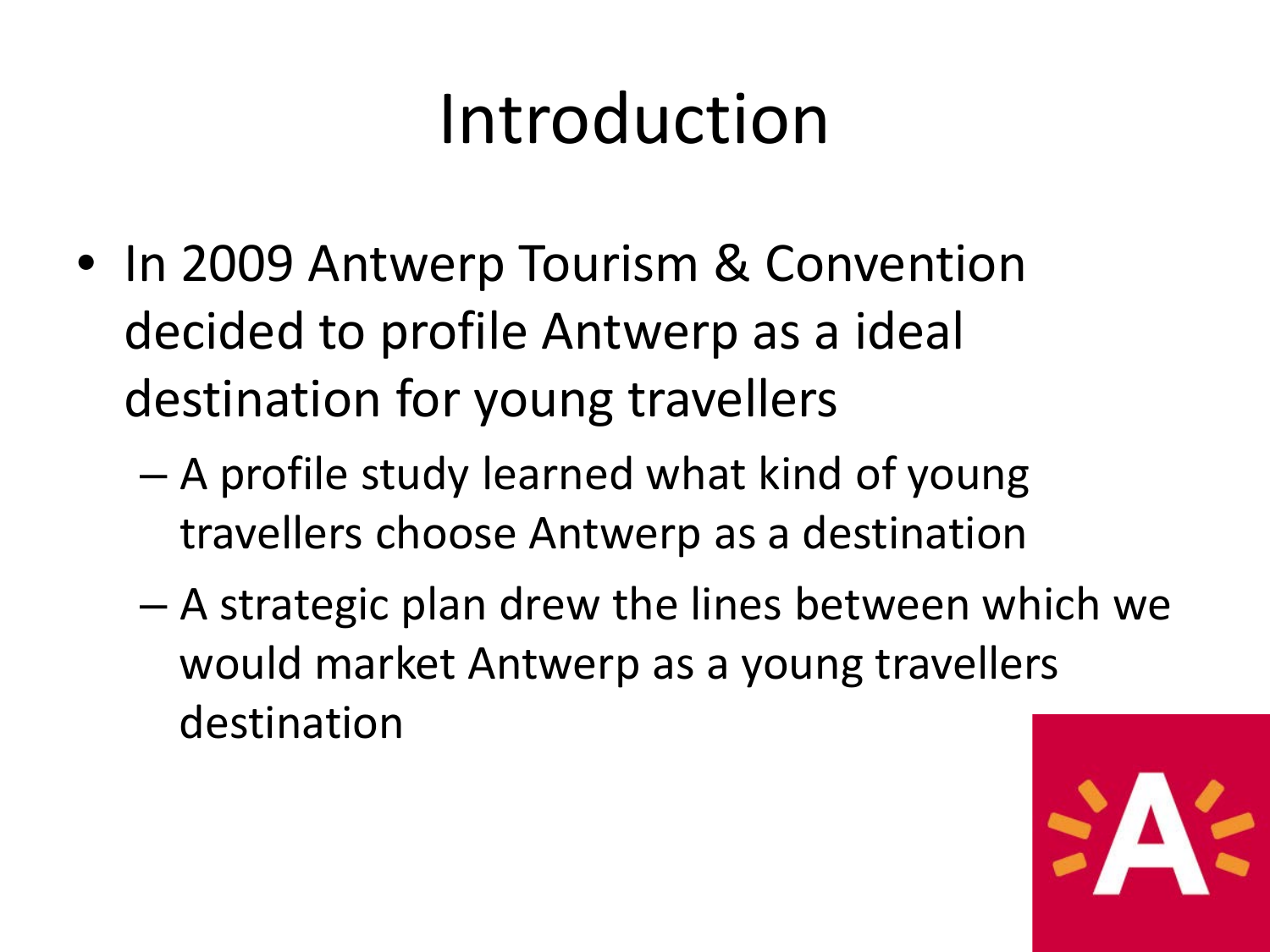# Introduction

- In 2009 Antwerp Tourism & Convention decided to profile Antwerp as a ideal destination for young travellers
  - A profile study learned what kind of young travellers choose Antwerp as a destination
  - A strategic plan drew the lines between which we would market Antwerp as a young travellers destination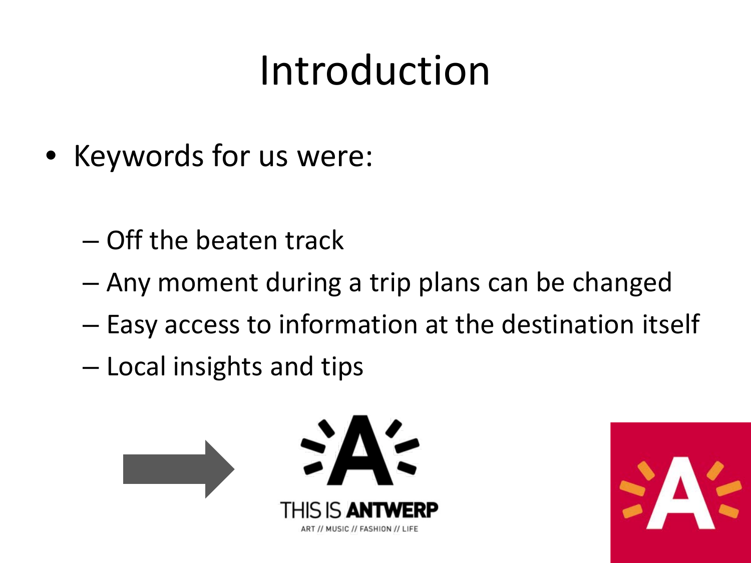# Introduction

- Keywords for us were:
  - Off the beaten track
  - Any moment during a trip plans can be changed
  - Easy access to information at the destination itself
  - Local insights and tips

THIS IS ANTWERP
ART // MUSIC // FASHION // LIFE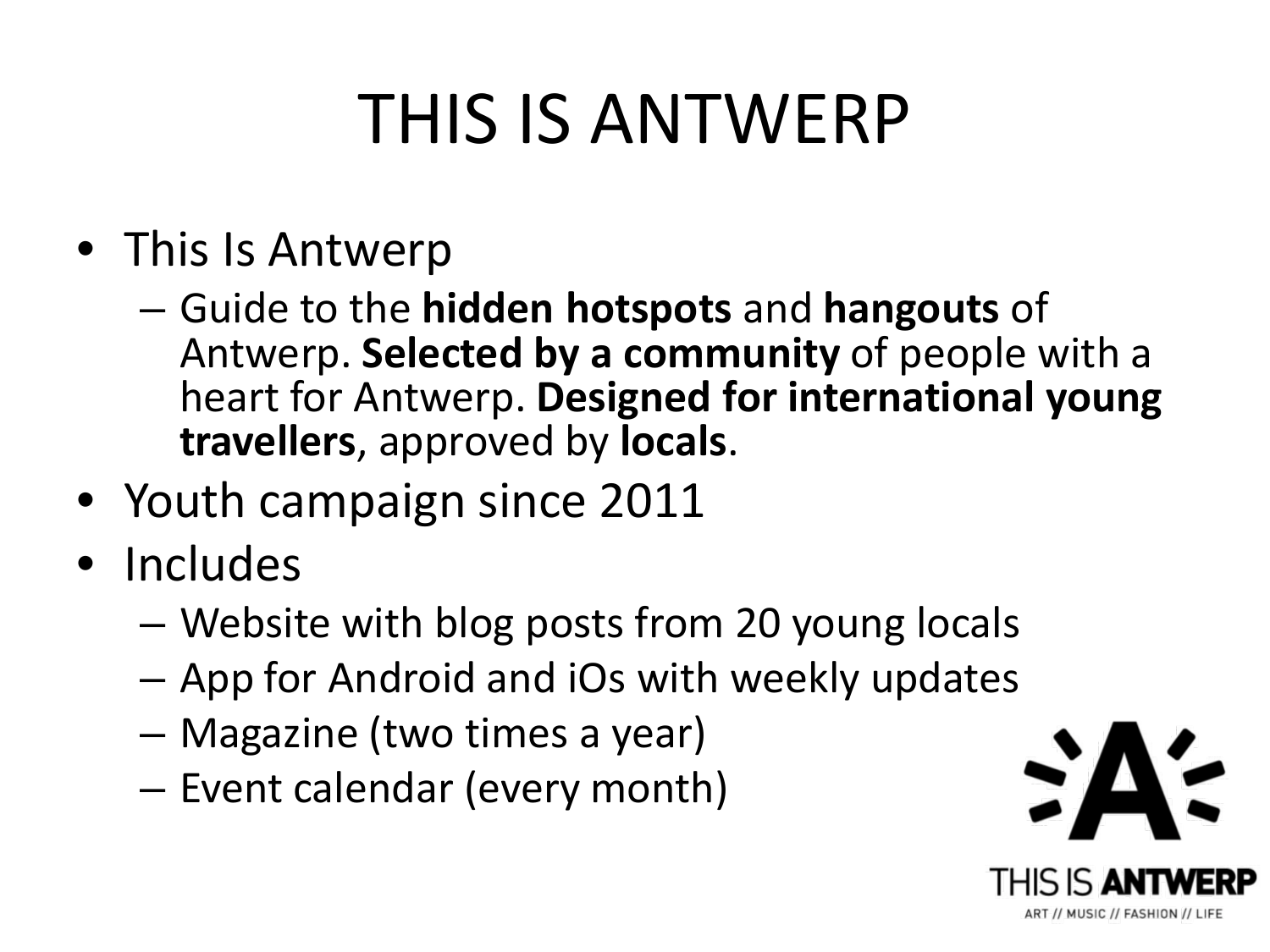# THIS IS ANTWERP

- This Is Antwerp
  - Guide to the **hidden hotspots** and **hangouts** of Antwerp. **Selected by a community** of people with a heart for Antwerp. **Designed for international young travellers**, approved by **locals**.
- Youth campaign since 2011
- Includes
  - Website with blog posts from 20 young locals
  - App for Android and iOs with weekly updates
  - Magazine (two times a year)
  - Event calendar (every month)

THIS IS **ANTWERP**

ART // MUSIC // FASHION // LIFE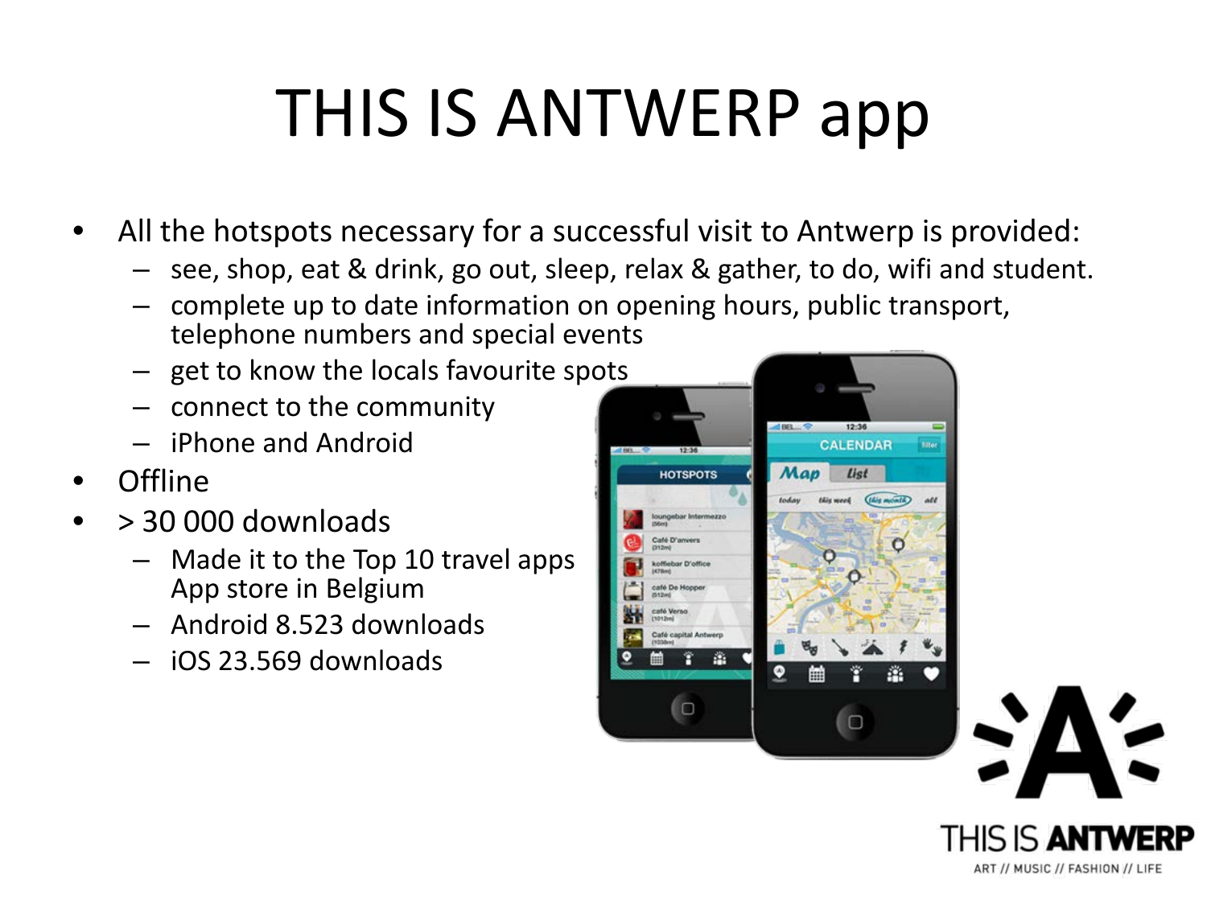# THIS IS ANTWERP app

- All the hotspots necessary for a successful visit to Antwerp is provided:
  - see, shop, eat & drink, go out, sleep, relax & gather, to do, wifi and student.
  - complete up to date information on opening hours, public transport, telephone numbers and special events
  - get to know the locals favourite spots
  - connect to the community
  - iPhone and Android
- Offline
- > 30 000 downloads
  - Made it to the Top 10 travel apps App store in Belgium
  - Android 8.523 downloads
  - iOS 23.569 downloads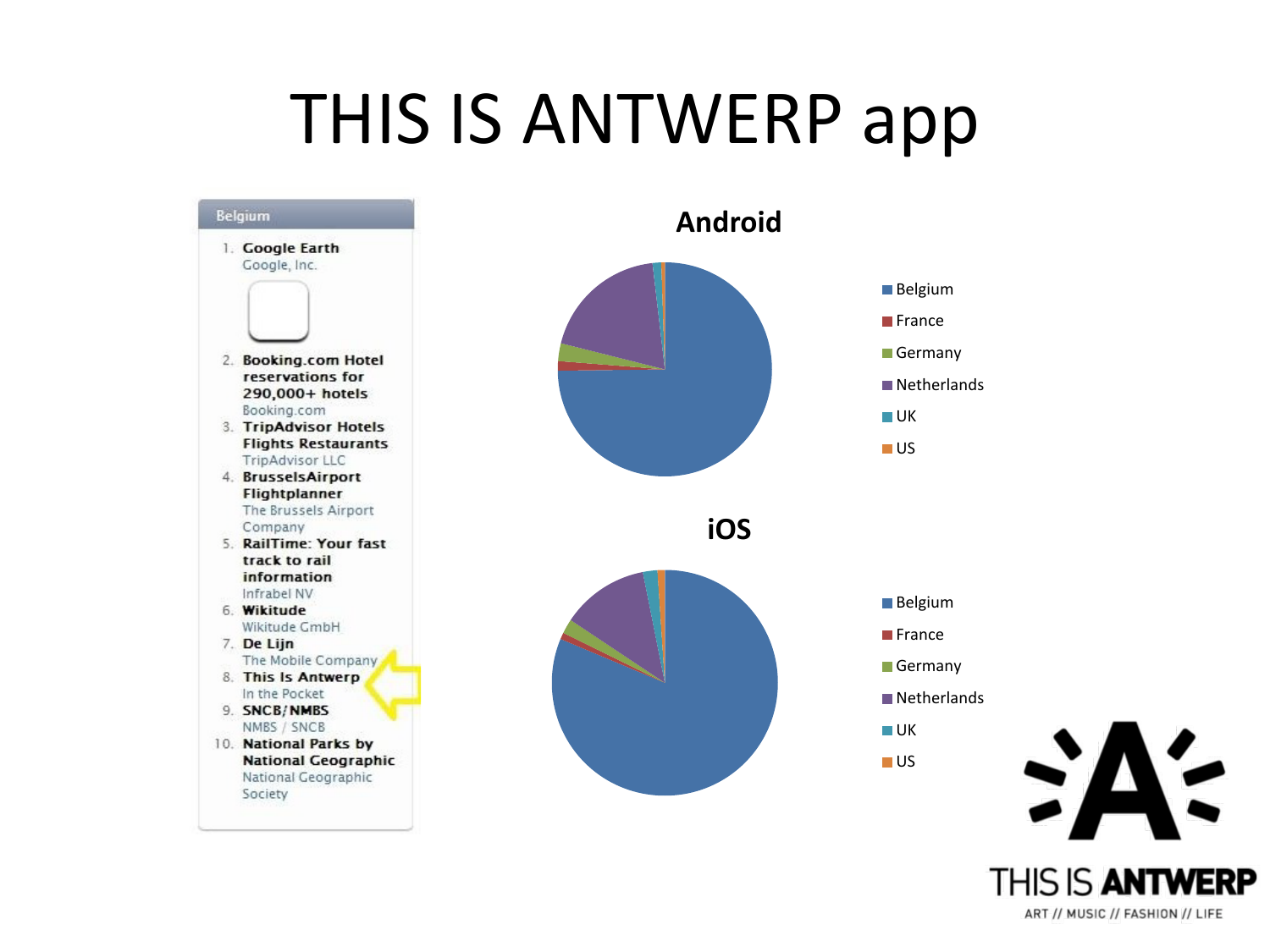# THIS IS ANTWERP app

**Belgium**

1. **Google Earth**
   Google, Inc.
2. **Booking.com Hotel reservations for 290,000+ hotels**
   Booking.com
3. **TripAdvisor Hotels Flights Restaurants**
   TripAdvisor LLC
4. **BrusselsAirport Flightplanner**
   The Brussels Airport Company
5. **RailTime: Your fast track to rail information**
   Infrabel NV
6. **Wikitude**
   Wikitude GmbH
7. **De Lijn**
   The Mobile Company
8. **This Is Antwerp**
   In the Pocket
9. **SNCB/NMBS**
   NMBS / SNCB
10. **National Parks by National Geographic**
    National Geographic Society

**Android**

- Belgium
- France
- Germany
- Netherlands
- UK
- US

**iOS**

- Belgium
- France
- Germany
- Netherlands
- UK
- US

THIS IS ANTWERP
ART // MUSIC // FASHION // LIFE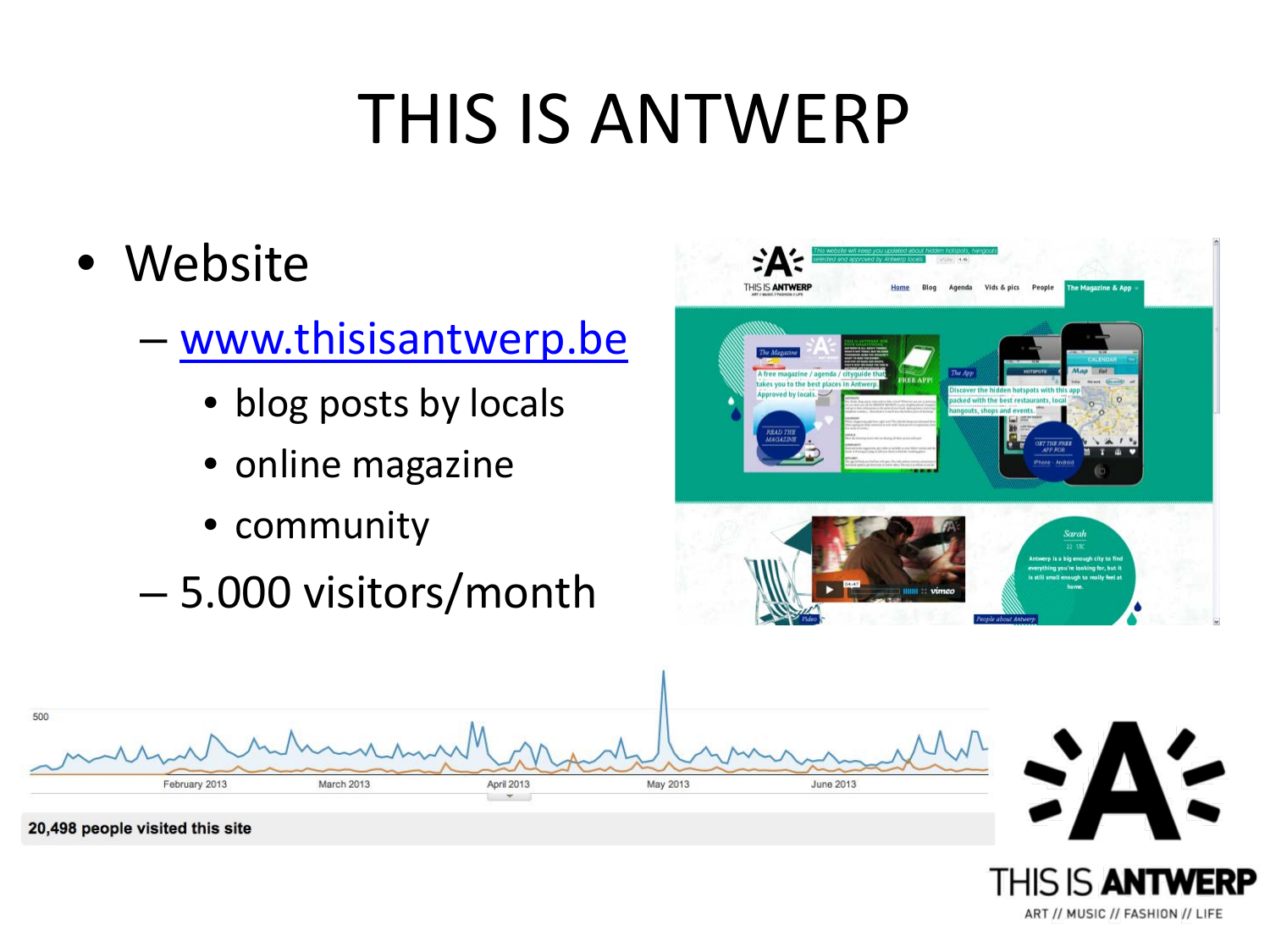# THIS IS ANTWERP

- Website
  - www.thisisantwerp.be
    - blog posts by locals
    - online magazine
    - community
  - 5.000 visitors/month

500

February 2013 March 2013 April 2013 May 2013 June 2013

**20,498 people visited this site**

THIS IS ANTWERP

ART // MUSIC // FASHION // LIFE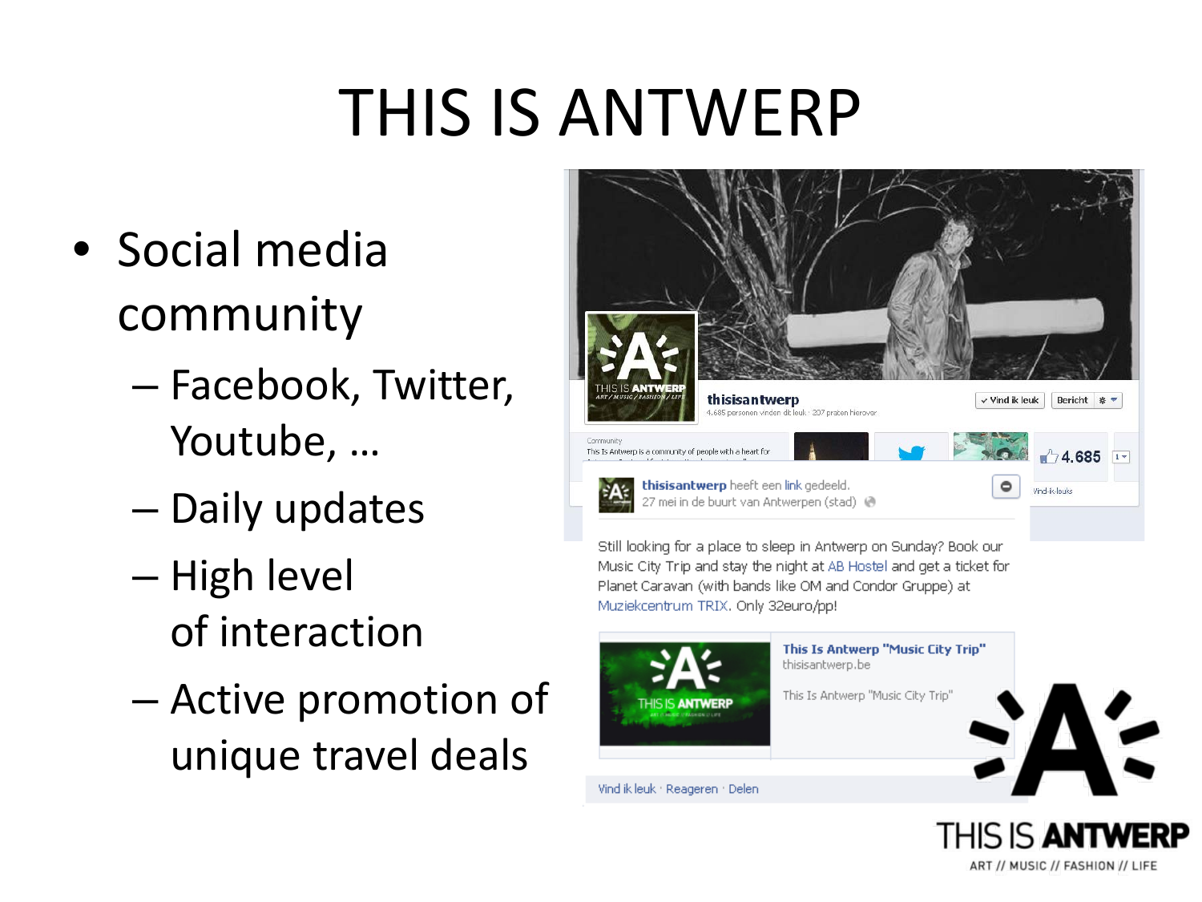# THIS IS ANTWERP

- Social media community
  - Facebook, Twitter, Youtube, …
  - Daily updates
  - High level of interaction
  - Active promotion of unique travel deals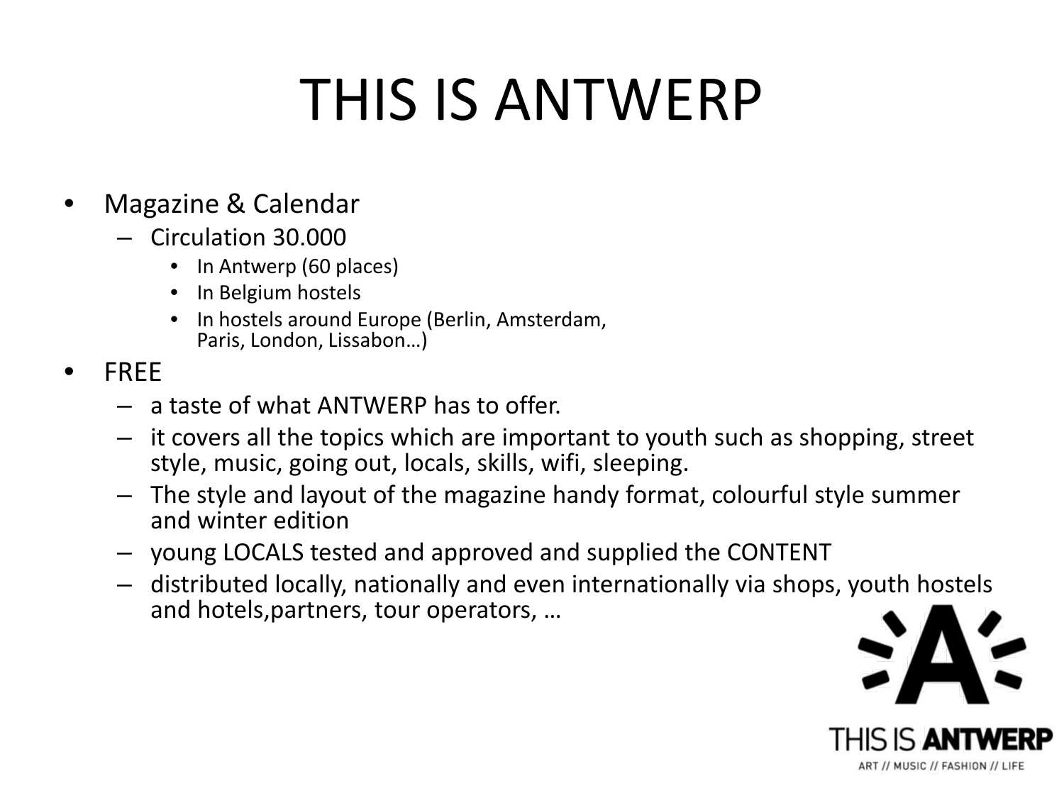# THIS IS ANTWERP

- Magazine & Calendar
  - Circulation 30.000
    - In Antwerp (60 places)
    - In Belgium hostels
    - In hostels around Europe (Berlin, Amsterdam, Paris, London, Lissabon…)
- FREE
  - a taste of what ANTWERP has to offer.
  - it covers all the topics which are important to youth such as shopping, street style, music, going out, locals, skills, wifi, sleeping.
  - The style and layout of the magazine handy format, colourful style summer and winter edition
  - young LOCALS tested and approved and supplied the CONTENT
  - distributed locally, nationally and even internationally via shops, youth hostels and hotels,partners, tour operators, …

THIS IS **ANTWERP**

ART // MUSIC // FASHION // LIFE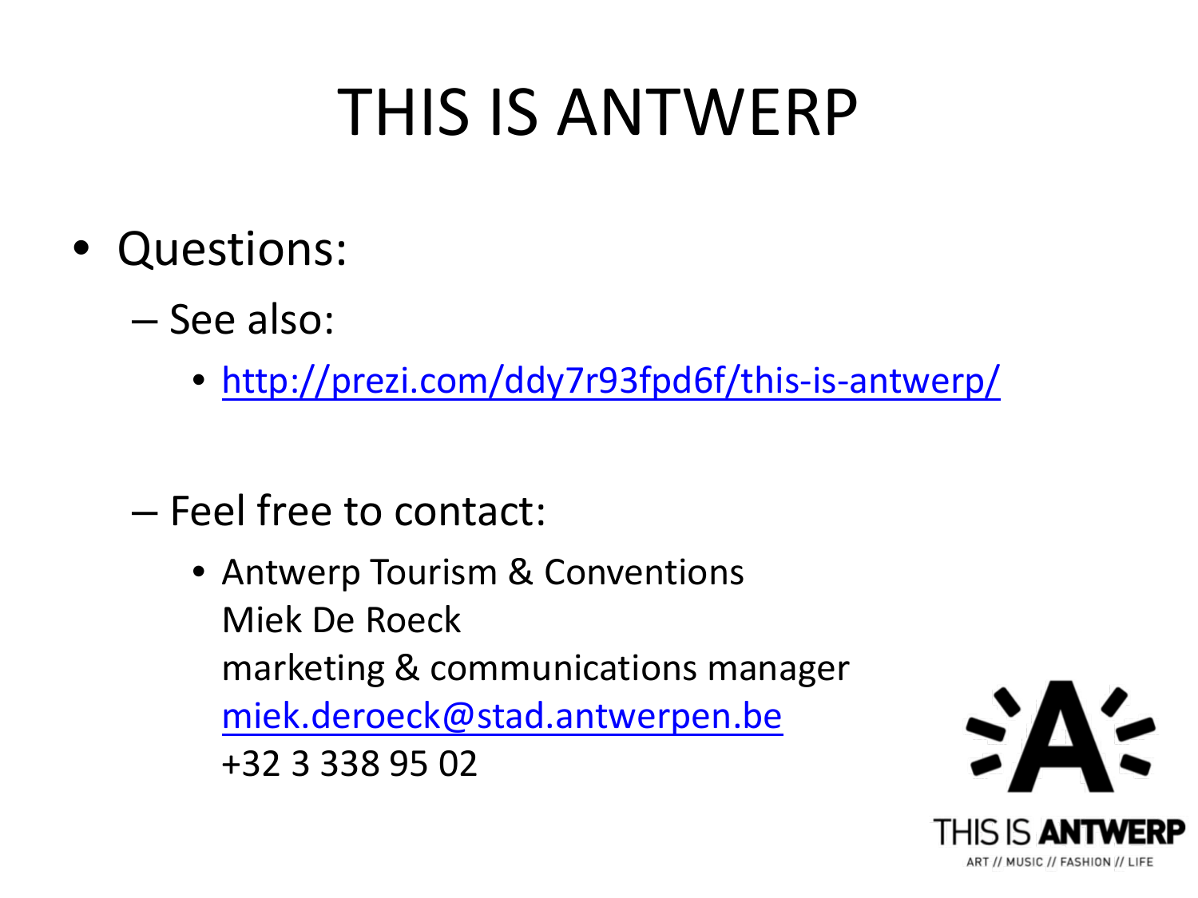# THIS IS ANTWERP

- Questions:
  - See also:
    - http://prezi.com/ddy7r93fpd6f/this-is-antwerp/
  - Feel free to contact:
    - Antwerp Tourism & Conventions
      Miek De Roeck
      marketing & communications manager
      miek.deroeck@stad.antwerpen.be
      +32 3 338 95 02

THIS IS ANTWERP
ART // MUSIC // FASHION // LIFE